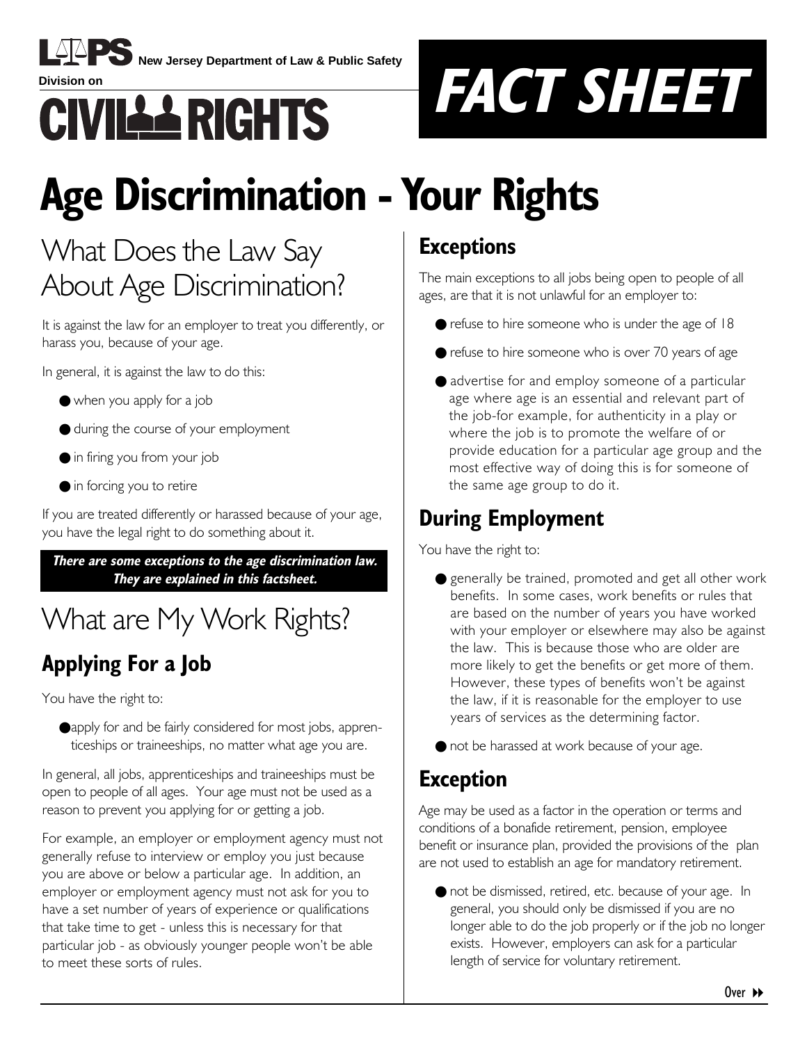New Jersey Department of Law & Public Safety

Division on

CIVIL RIGHTS

FACT SHEET

# Age Discrimination - Your Rights

## What Does the Law Say About Age Discrimination?

It is against the law for an employer to treat you differently, or harass you, because of your age.

In general, it is against the law to do this:

- when you apply for a job
- during the course of your employment
- in firing you from your job
- in forcing you to retire

If you are treated differently or harassed because of your age, you have the legal right to do something about it.

***There are some exceptions to the age discrimination law. They are explained in this factsheet.***

## What are My Work Rights?

### Applying For a Job

You have the right to:

- apply for and be fairly considered for most jobs, apprenticeships or traineeships, no matter what age you are.

In general, all jobs, apprenticeships and traineeships must be open to people of all ages. Your age must not be used as a reason to prevent you applying for or getting a job.

For example, an employer or employment agency must not generally refuse to interview or employ you just because you are above or below a particular age. In addition, an employer or employment agency must not ask for you to have a set number of years of experience or qualifications that take time to get - unless this is necessary for that particular job - as obviously younger people won't be able to meet these sorts of rules.

### Exceptions

The main exceptions to all jobs being open to people of all ages, are that it is not unlawful for an employer to:

- refuse to hire someone who is under the age of 18
- refuse to hire someone who is over 70 years of age
- advertise for and employ someone of a particular age where age is an essential and relevant part of the job-for example, for authenticity in a play or where the job is to promote the welfare of or provide education for a particular age group and the most effective way of doing this is for someone of the same age group to do it.

### During Employment

You have the right to:

- generally be trained, promoted and get all other work benefits. In some cases, work benefits or rules that are based on the number of years you have worked with your employer or elsewhere may also be against the law. This is because those who are older are more likely to get the benefits or get more of them. However, these types of benefits won't be against the law, if it is reasonable for the employer to use years of services as the determining factor.
- not be harassed at work because of your age.

### Exception

Age may be used as a factor in the operation or terms and conditions of a bonafide retirement, pension, employee benefit or insurance plan, provided the provisions of the plan are not used to establish an age for mandatory retirement.

- not be dismissed, retired, etc. because of your age. In general, you should only be dismissed if you are no longer able to do the job properly or if the job no longer exists. However, employers can ask for a particular length of service for voluntary retirement.

Over ▸▸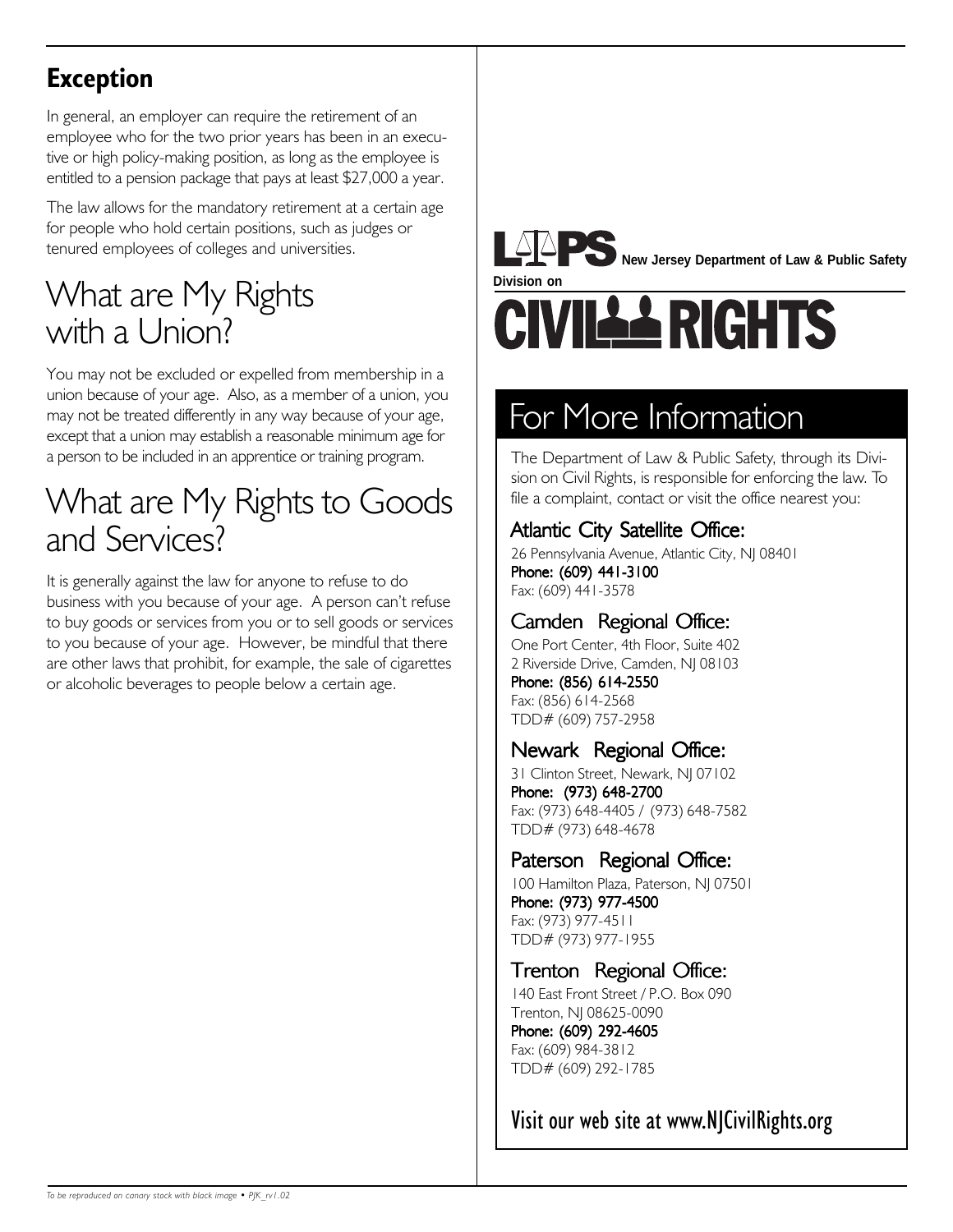## Exception

In general, an employer can require the retirement of an employee who for the two prior years has been in an executive or high policy-making position, as long as the employee is entitled to a pension package that pays at least $27,000 a year.

The law allows for the mandatory retirement at a certain age for people who hold certain positions, such as judges or tenured employees of colleges and universities.

# What are My Rights with a Union?

You may not be excluded or expelled from membership in a union because of your age. Also, as a member of a union, you may not be treated differently in any way because of your age, except that a union may establish a reasonable minimum age for a person to be included in an apprentice or training program.

# What are My Rights to Goods and Services?

It is generally against the law for anyone to refuse to do business with you because of your age. A person can't refuse to buy goods or services from you or to sell goods or services to you because of your age. However, be mindful that there are other laws that prohibit, for example, the sale of cigarettes or alcoholic beverages to people below a certain age.

LPS New Jersey Department of Law & Public Safety

Division on

CIVIL RIGHTS

# For More Information

The Department of Law & Public Safety, through its Division on Civil Rights, is responsible for enforcing the law. To file a complaint, contact or visit the office nearest you:

### Atlantic City Satellite Office:

26 Pennsylvania Avenue, Atlantic City, NJ 08401
**Phone: (609) 441-3100**
Fax: (609) 441-3578

### Camden Regional Office:

One Port Center, 4th Floor, Suite 402
2 Riverside Drive, Camden, NJ 08103
**Phone: (856) 614-2550**
Fax: (856) 614-2568
TDD# (609) 757-2958

### Newark Regional Office:

31 Clinton Street, Newark, NJ 07102
**Phone: (973) 648-2700**
Fax: (973) 648-4405 / (973) 648-7582
TDD# (973) 648-4678

### Paterson Regional Office:

100 Hamilton Plaza, Paterson, NJ 07501
**Phone: (973) 977-4500**
Fax: (973) 977-4511
TDD# (973) 977-1955

### Trenton Regional Office:

140 East Front Street / P.O. Box 090
Trenton, NJ 08625-0090
**Phone: (609) 292-4605**
Fax: (609) 984-3812
TDD# (609) 292-1785

Visit our web site at www.NJCivilRights.org

*To be reproduced on canary stock with black image • PJK_rv1.02*